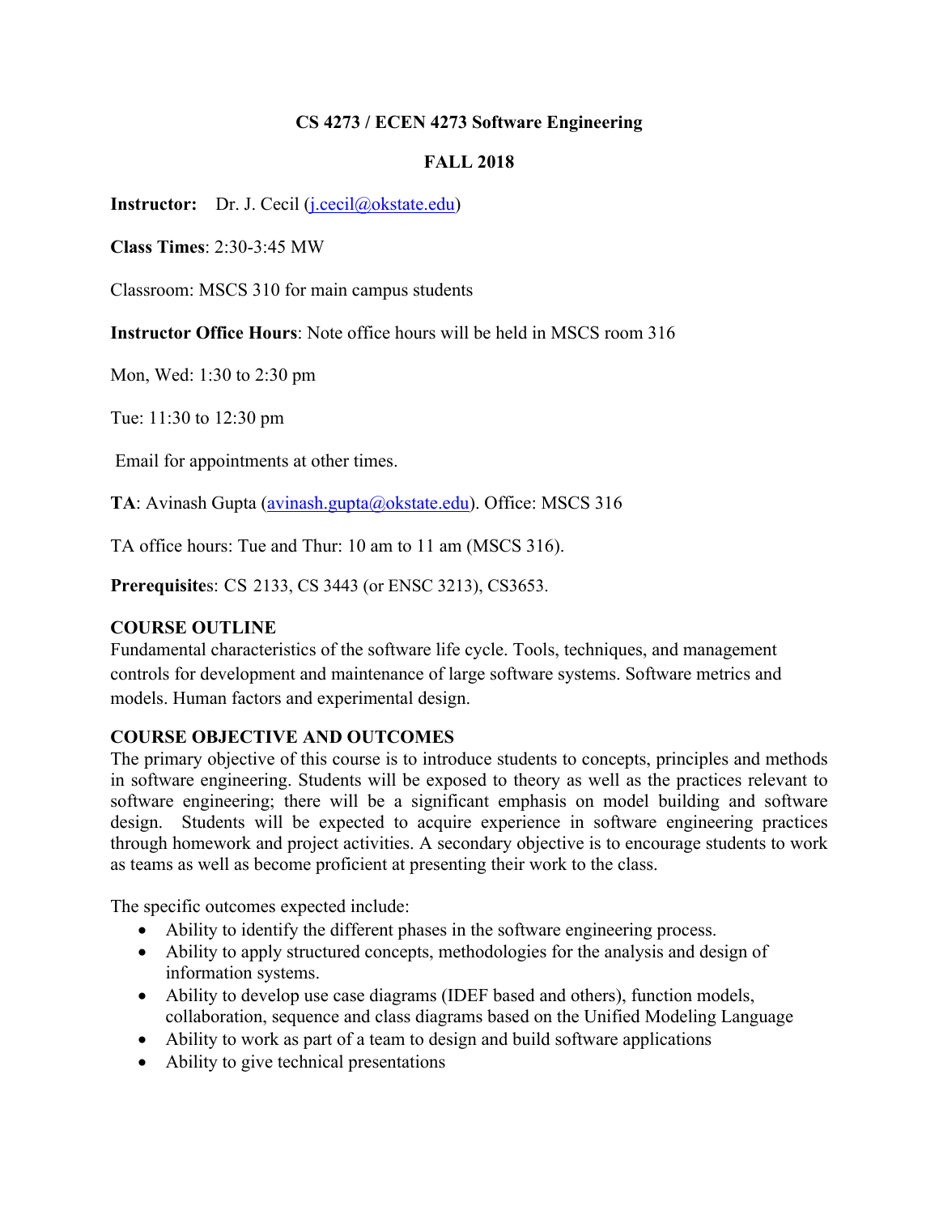# CS 4273 / ECEN 4273 Software Engineering

## FALL 2018

**Instructor:** Dr. J. Cecil (j.cecil@okstate.edu)

**Class Times**: 2:30-3:45 MW

Classroom: MSCS 310 for main campus students

**Instructor Office Hours**: Note office hours will be held in MSCS room 316

Mon, Wed: 1:30 to 2:30 pm

Tue: 11:30 to 12:30 pm

Email for appointments at other times.

**TA**: Avinash Gupta (avinash.gupta@okstate.edu). Office: MSCS 316

TA office hours: Tue and Thur: 10 am to 11 am (MSCS 316).

**Prerequisites**: CS 2133, CS 3443 (or ENSC 3213), CS3653.

**COURSE OUTLINE**

Fundamental characteristics of the software life cycle. Tools, techniques, and management controls for development and maintenance of large software systems. Software metrics and models. Human factors and experimental design.

**COURSE OBJECTIVE AND OUTCOMES**

The primary objective of this course is to introduce students to concepts, principles and methods in software engineering. Students will be exposed to theory as well as the practices relevant to software engineering; there will be a significant emphasis on model building and software design. Students will be expected to acquire experience in software engineering practices through homework and project activities. A secondary objective is to encourage students to work as teams as well as become proficient at presenting their work to the class.

The specific outcomes expected include:

- Ability to identify the different phases in the software engineering process.
- Ability to apply structured concepts, methodologies for the analysis and design of information systems.
- Ability to develop use case diagrams (IDEF based and others), function models, collaboration, sequence and class diagrams based on the Unified Modeling Language
- Ability to work as part of a team to design and build software applications
- Ability to give technical presentations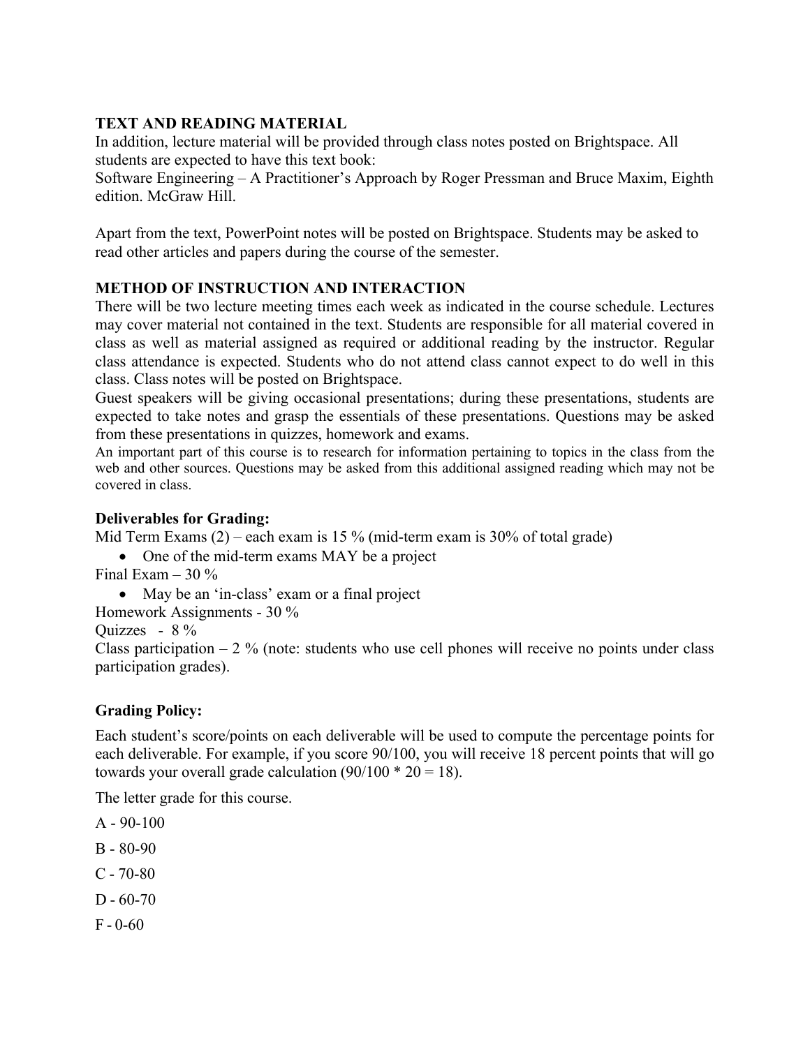**TEXT AND READING MATERIAL**

In addition, lecture material will be provided through class notes posted on Brightspace. All students are expected to have this text book:

Software Engineering – A Practitioner's Approach by Roger Pressman and Bruce Maxim, Eighth edition. McGraw Hill.

Apart from the text, PowerPoint notes will be posted on Brightspace. Students may be asked to read other articles and papers during the course of the semester.

**METHOD OF INSTRUCTION AND INTERACTION**

There will be two lecture meeting times each week as indicated in the course schedule. Lectures may cover material not contained in the text. Students are responsible for all material covered in class as well as material assigned as required or additional reading by the instructor. Regular class attendance is expected. Students who do not attend class cannot expect to do well in this class. Class notes will be posted on Brightspace.

Guest speakers will be giving occasional presentations; during these presentations, students are expected to take notes and grasp the essentials of these presentations. Questions may be asked from these presentations in quizzes, homework and exams.

An important part of this course is to research for information pertaining to topics in the class from the web and other sources. Questions may be asked from this additional assigned reading which may not be covered in class.

**Deliverables for Grading:**

Mid Term Exams (2) – each exam is 15 % (mid-term exam is 30% of total grade)

- One of the mid-term exams MAY be a project

Final Exam – 30 %

- May be an 'in-class' exam or a final project

Homework Assignments - 30 %

Quizzes - 8 %

Class participation – 2 % (note: students who use cell phones will receive no points under class participation grades).

**Grading Policy:**

Each student's score/points on each deliverable will be used to compute the percentage points for each deliverable. For example, if you score 90/100, you will receive 18 percent points that will go towards your overall grade calculation (90/100 * 20 = 18).

The letter grade for this course.

A - 90-100

B - 80-90

C - 70-80

D - 60-70

F - 0-60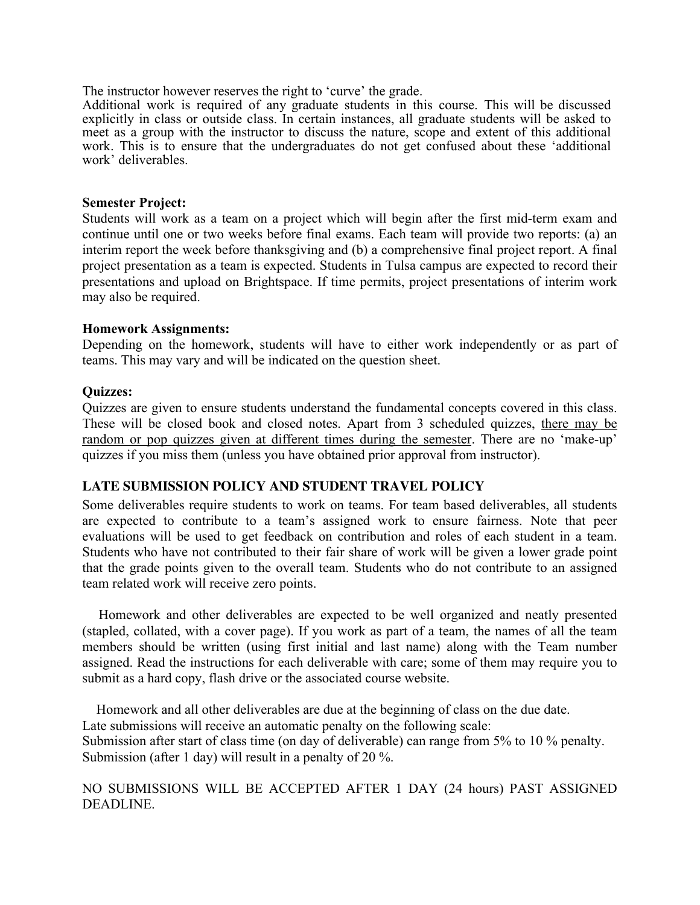The instructor however reserves the right to 'curve' the grade.
Additional work is required of any graduate students in this course. This will be discussed explicitly in class or outside class. In certain instances, all graduate students will be asked to meet as a group with the instructor to discuss the nature, scope and extent of this additional work. This is to ensure that the undergraduates do not get confused about these 'additional work' deliverables.

**Semester Project:**
Students will work as a team on a project which will begin after the first mid-term exam and continue until one or two weeks before final exams. Each team will provide two reports: (a) an interim report the week before thanksgiving and (b) a comprehensive final project report. A final project presentation as a team is expected. Students in Tulsa campus are expected to record their presentations and upload on Brightspace. If time permits, project presentations of interim work may also be required.

**Homework Assignments:**
Depending on the homework, students will have to either work independently or as part of teams. This may vary and will be indicated on the question sheet.

**Quizzes:**
Quizzes are given to ensure students understand the fundamental concepts covered in this class. These will be closed book and closed notes. Apart from 3 scheduled quizzes, <u>there may be random or pop quizzes given at different times during the semester</u>. There are no 'make-up' quizzes if you miss them (unless you have obtained prior approval from instructor).

**LATE SUBMISSION POLICY AND STUDENT TRAVEL POLICY**

Some deliverables require students to work on teams. For team based deliverables, all students are expected to contribute to a team's assigned work to ensure fairness. Note that peer evaluations will be used to get feedback on contribution and roles of each student in a team. Students who have not contributed to their fair share of work will be given a lower grade point that the grade points given to the overall team. Students who do not contribute to an assigned team related work will receive zero points.

Homework and other deliverables are expected to be well organized and neatly presented (stapled, collated, with a cover page). If you work as part of a team, the names of all the team members should be written (using first initial and last name) along with the Team number assigned. Read the instructions for each deliverable with care; some of them may require you to submit as a hard copy, flash drive or the associated course website.

Homework and all other deliverables are due at the beginning of class on the due date.
Late submissions will receive an automatic penalty on the following scale:
Submission after start of class time (on day of deliverable) can range from 5% to 10 % penalty.
Submission (after 1 day) will result in a penalty of 20 %.

NO SUBMISSIONS WILL BE ACCEPTED AFTER 1 DAY (24 hours) PAST ASSIGNED DEADLINE.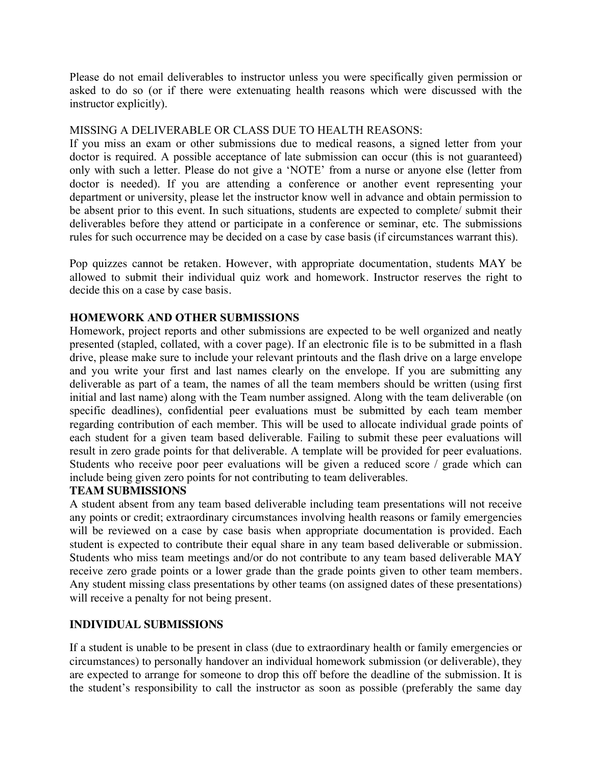Please do not email deliverables to instructor unless you were specifically given permission or asked to do so (or if there were extenuating health reasons which were discussed with the instructor explicitly).

MISSING A DELIVERABLE OR CLASS DUE TO HEALTH REASONS:
If you miss an exam or other submissions due to medical reasons, a signed letter from your doctor is required. A possible acceptance of late submission can occur (this is not guaranteed) only with such a letter. Please do not give a 'NOTE' from a nurse or anyone else (letter from doctor is needed). If you are attending a conference or another event representing your department or university, please let the instructor know well in advance and obtain permission to be absent prior to this event. In such situations, students are expected to complete/ submit their deliverables before they attend or participate in a conference or seminar, etc. The submissions rules for such occurrence may be decided on a case by case basis (if circumstances warrant this).

Pop quizzes cannot be retaken. However, with appropriate documentation, students MAY be allowed to submit their individual quiz work and homework. Instructor reserves the right to decide this on a case by case basis.

**HOMEWORK AND OTHER SUBMISSIONS**

Homework, project reports and other submissions are expected to be well organized and neatly presented (stapled, collated, with a cover page). If an electronic file is to be submitted in a flash drive, please make sure to include your relevant printouts and the flash drive on a large envelope and you write your first and last names clearly on the envelope. If you are submitting any deliverable as part of a team, the names of all the team members should be written (using first initial and last name) along with the Team number assigned. Along with the team deliverable (on specific deadlines), confidential peer evaluations must be submitted by each team member regarding contribution of each member. This will be used to allocate individual grade points of each student for a given team based deliverable. Failing to submit these peer evaluations will result in zero grade points for that deliverable. A template will be provided for peer evaluations. Students who receive poor peer evaluations will be given a reduced score / grade which can include being given zero points for not contributing to team deliverables.

**TEAM SUBMISSIONS**

A student absent from any team based deliverable including team presentations will not receive any points or credit; extraordinary circumstances involving health reasons or family emergencies will be reviewed on a case by case basis when appropriate documentation is provided. Each student is expected to contribute their equal share in any team based deliverable or submission. Students who miss team meetings and/or do not contribute to any team based deliverable MAY receive zero grade points or a lower grade than the grade points given to other team members. Any student missing class presentations by other teams (on assigned dates of these presentations) will receive a penalty for not being present.

**INDIVIDUAL SUBMISSIONS**

If a student is unable to be present in class (due to extraordinary health or family emergencies or circumstances) to personally handover an individual homework submission (or deliverable), they are expected to arrange for someone to drop this off before the deadline of the submission. It is the student's responsibility to call the instructor as soon as possible (preferably the same day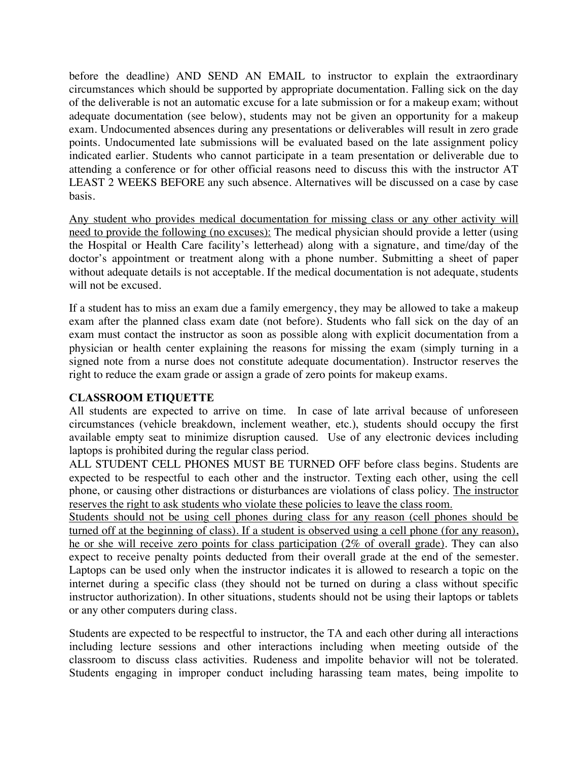before the deadline) AND SEND AN EMAIL to instructor to explain the extraordinary circumstances which should be supported by appropriate documentation. Falling sick on the day of the deliverable is not an automatic excuse for a late submission or for a makeup exam; without adequate documentation (see below), students may not be given an opportunity for a makeup exam. Undocumented absences during any presentations or deliverables will result in zero grade points. Undocumented late submissions will be evaluated based on the late assignment policy indicated earlier. Students who cannot participate in a team presentation or deliverable due to attending a conference or for other official reasons need to discuss this with the instructor AT LEAST 2 WEEKS BEFORE any such absence. Alternatives will be discussed on a case by case basis.

<u>Any student who provides medical documentation for missing class or any other activity will need to provide the following (no excuses):</u> The medical physician should provide a letter (using the Hospital or Health Care facility's letterhead) along with a signature, and time/day of the doctor's appointment or treatment along with a phone number. Submitting a sheet of paper without adequate details is not acceptable. If the medical documentation is not adequate, students will not be excused.

If a student has to miss an exam due a family emergency, they may be allowed to take a makeup exam after the planned class exam date (not before). Students who fall sick on the day of an exam must contact the instructor as soon as possible along with explicit documentation from a physician or health center explaining the reasons for missing the exam (simply turning in a signed note from a nurse does not constitute adequate documentation). Instructor reserves the right to reduce the exam grade or assign a grade of zero points for makeup exams.

**CLASSROOM ETIQUETTE**

All students are expected to arrive on time. In case of late arrival because of unforeseen circumstances (vehicle breakdown, inclement weather, etc.), students should occupy the first available empty seat to minimize disruption caused. Use of any electronic devices including laptops is prohibited during the regular class period.

ALL STUDENT CELL PHONES MUST BE TURNED OFF before class begins. Students are expected to be respectful to each other and the instructor. Texting each other, using the cell phone, or causing other distractions or disturbances are violations of class policy. <u>The instructor reserves the right to ask students who violate these policies to leave the class room.</u>

<u>Students should not be using cell phones during class for any reason (cell phones should be turned off at the beginning of class). If a student is observed using a cell phone (for any reason), he or she will receive zero points for class participation (2% of overall grade).</u> They can also expect to receive penalty points deducted from their overall grade at the end of the semester. Laptops can be used only when the instructor indicates it is allowed to research a topic on the internet during a specific class (they should not be turned on during a class without specific instructor authorization). In other situations, students should not be using their laptops or tablets or any other computers during class.

Students are expected to be respectful to instructor, the TA and each other during all interactions including lecture sessions and other interactions including when meeting outside of the classroom to discuss class activities. Rudeness and impolite behavior will not be tolerated. Students engaging in improper conduct including harassing team mates, being impolite to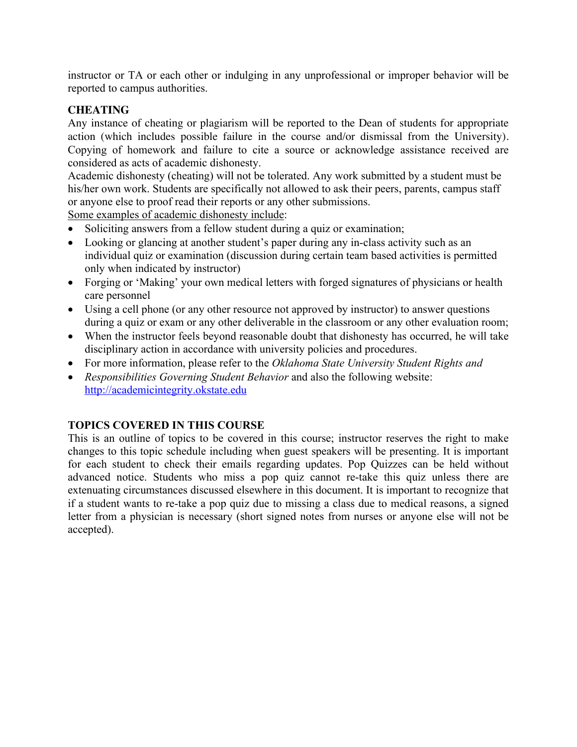instructor or TA or each other or indulging in any unprofessional or improper behavior will be reported to campus authorities.

**CHEATING**

Any instance of cheating or plagiarism will be reported to the Dean of students for appropriate action (which includes possible failure in the course and/or dismissal from the University). Copying of homework and failure to cite a source or acknowledge assistance received are considered as acts of academic dishonesty.

Academic dishonesty (cheating) will not be tolerated. Any work submitted by a student must be his/her own work. Students are specifically not allowed to ask their peers, parents, campus staff or anyone else to proof read their reports or any other submissions.

<u>Some examples of academic dishonesty include</u>:

- Soliciting answers from a fellow student during a quiz or examination;
- Looking or glancing at another student's paper during any in-class activity such as an individual quiz or examination (discussion during certain team based activities is permitted only when indicated by instructor)
- Forging or 'Making' your own medical letters with forged signatures of physicians or health care personnel
- Using a cell phone (or any other resource not approved by instructor) to answer questions during a quiz or exam or any other deliverable in the classroom or any other evaluation room;
- When the instructor feels beyond reasonable doubt that dishonesty has occurred, he will take disciplinary action in accordance with university policies and procedures.
- For more information, please refer to the *Oklahoma State University Student Rights and*
- *Responsibilities Governing Student Behavior* and also the following website: http://academicintegrity.okstate.edu

**TOPICS COVERED IN THIS COURSE**

This is an outline of topics to be covered in this course; instructor reserves the right to make changes to this topic schedule including when guest speakers will be presenting. It is important for each student to check their emails regarding updates. Pop Quizzes can be held without advanced notice. Students who miss a pop quiz cannot re-take this quiz unless there are extenuating circumstances discussed elsewhere in this document. It is important to recognize that if a student wants to re-take a pop quiz due to missing a class due to medical reasons, a signed letter from a physician is necessary (short signed notes from nurses or anyone else will not be accepted).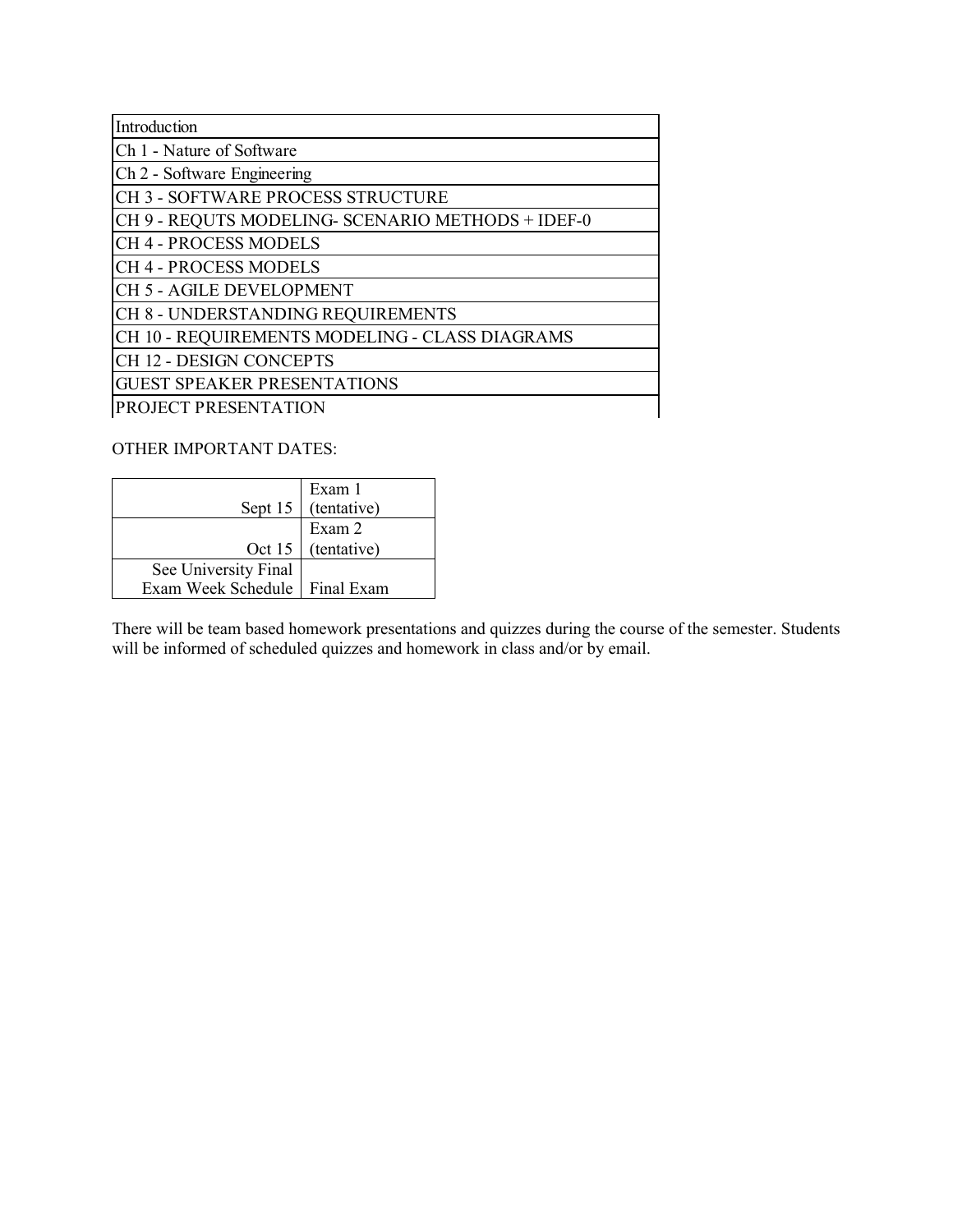| |
|---|
| Introduction |
| Ch 1 - Nature of Software |
| Ch 2 - Software Engineering |
| CH 3 - SOFTWARE PROCESS STRUCTURE |
| CH 9 - REQUTS MODELING- SCENARIO METHODS + IDEF-0 |
| CH 4 - PROCESS MODELS |
| CH 4 - PROCESS MODELS |
| CH 5 - AGILE DEVELOPMENT |
| CH 8 - UNDERSTANDING REQUIREMENTS |
| CH 10 - REQUIREMENTS MODELING - CLASS DIAGRAMS |
| CH 12 - DESIGN CONCEPTS |
| GUEST SPEAKER PRESENTATIONS |
| PROJECT PRESENTATION |

OTHER IMPORTANT DATES:

| | |
|---|---|
| Sept 15 | Exam 1 (tentative) |
| Oct 15 | Exam 2 (tentative) |
| See University Final Exam Week Schedule | Final Exam |

There will be team based homework presentations and quizzes during the course of the semester. Students will be informed of scheduled quizzes and homework in class and/or by email.